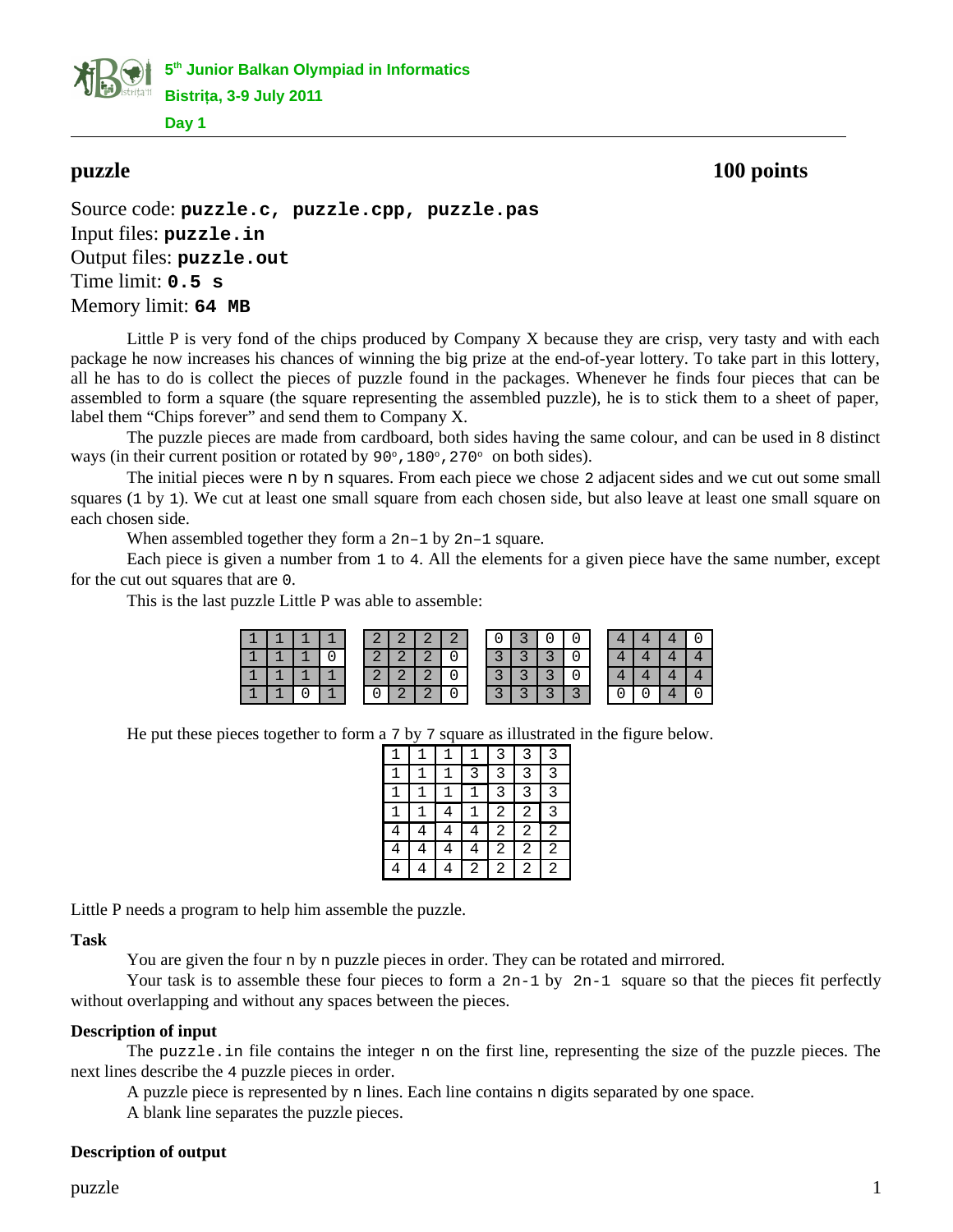# puzzle

**100 points**

Source code: **puzzle.c, puzzle.cpp, puzzle.pas**
Input files: **puzzle.in**
Output files: **puzzle.out**
Time limit: **0.5 s**
Memory limit: **64 MB**

Little P is very fond of the chips produced by Company X because they are crisp, very tasty and with each package he now increases his chances of winning the big prize at the end-of-year lottery. To take part in this lottery, all he has to do is collect the pieces of puzzle found in the packages. Whenever he finds four pieces that can be assembled to form a square (the square representing the assembled puzzle), he is to stick them to a sheet of paper, label them "Chips forever" and send them to Company X.

The puzzle pieces are made from cardboard, both sides having the same colour, and can be used in 8 distinct ways (in their current position or rotated by $90^\circ, 180^\circ, 270^\circ$ on both sides).

The initial pieces were `n` by `n` squares. From each piece we chose `2` adjacent sides and we cut out some small squares (`1` by `1`). We cut at least one small square from each chosen side, but also leave at least one small square on each chosen side.

When assembled together they form a `2n–1` by `2n–1` square.

Each piece is given a number from `1` to `4`. All the elements for a given piece have the same number, except for the cut out squares that are `0`.

This is the last puzzle Little P was able to assemble:

| | | | |
|---|---|---|---|
| 1 | 1 | 1 | 1 |
| 1 | 1 | 1 | 0 |
| 1 | 1 | 1 | 1 |
| 1 | 1 | 0 | 1 |

| | | | |
|---|---|---|---|
| 2 | 2 | 2 | 2 |
| 2 | 2 | 2 | 0 |
| 2 | 2 | 2 | 0 |
| 0 | 2 | 2 | 0 |

| | | | |
|---|---|---|---|
| 0 | 3 | 0 | 0 |
| 3 | 3 | 3 | 0 |
| 3 | 3 | 3 | 0 |
| 3 | 3 | 3 | 3 |

| | | | |
|---|---|---|---|
| 4 | 4 | 4 | 0 |
| 4 | 4 | 4 | 4 |
| 4 | 4 | 4 | 4 |
| 0 | 0 | 4 | 0 |

He put these pieces together to form a `7` by `7` square as illustrated in the figure below.

| | | | | | | |
|---|---|---|---|---|---|---|
| 1 | 1 | 1 | 1 | 3 | 3 | 3 |
| 1 | 1 | 1 | 3 | 3 | 3 | 3 |
| 1 | 1 | 1 | 1 | 3 | 3 | 3 |
| 1 | 1 | 4 | 1 | 2 | 2 | 3 |
| 4 | 4 | 4 | 4 | 2 | 2 | 2 |
| 4 | 4 | 4 | 4 | 2 | 2 | 2 |
| 4 | 4 | 4 | 2 | 2 | 2 | 2 |

Little P needs a program to help him assemble the puzzle.

### Task

You are given the four `n` by `n` puzzle pieces in order. They can be rotated and mirrored.

Your task is to assemble these four pieces to form a `2n-1` by `2n-1` square so that the pieces fit perfectly without overlapping and without any spaces between the pieces.

### Description of input

The `puzzle.in` file contains the integer `n` on the first line, representing the size of the puzzle pieces. The next lines describe the `4` puzzle pieces in order.

A puzzle piece is represented by `n` lines. Each line contains `n` digits separated by one space.

A blank line separates the puzzle pieces.

### Description of output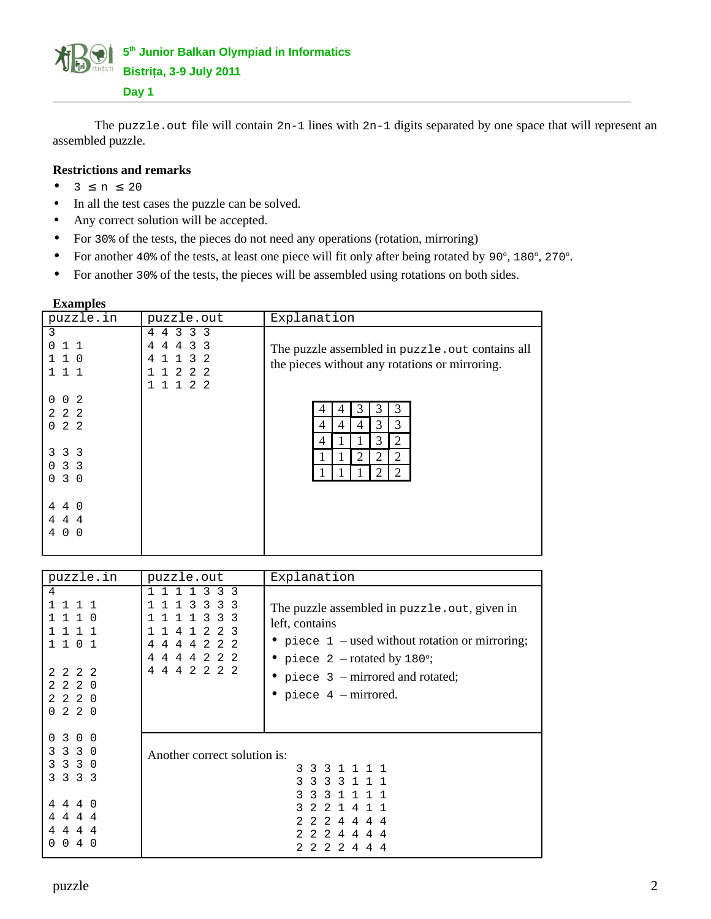The `puzzle.out` file will contain `2n-1` lines with `2n-1` digits separated by one space that will represent an assembled puzzle.

### Restrictions and remarks

- `3 ≤ n ≤ 20`
- In all the test cases the puzzle can be solved.
- Any correct solution will be accepted.
- For `30%` of the tests, the pieces do not need any operations (rotation, mirroring)
- For another `40%` of the tests, at least one piece will fit only after being rotated by `90°`, `180°`, `270°`.
- For another `30%` of the tests, the pieces will be assembled using rotations on both sides.

### Examples

| puzzle.in | puzzle.out | Explanation |
|---|---|---|
| 3<br>0 1 1<br>1 1 0<br>1 1 1<br><br>0 0 2<br>2 2 2<br>0 2 2<br><br>3 3 3<br>0 3 3<br>0 3 0<br><br>4 4 0<br>4 4 4<br>4 0 0 | 4 4 3 3 3<br>4 4 4 3 3<br>4 1 1 3 2<br>1 1 2 2 2<br>1 1 1 2 2 | The puzzle assembled in `puzzle.out` contains all the pieces without any rotations or mirroring.<br><br>4 4 3 3 3<br>4 4 4 3 3<br>4 1 1 3 2<br>1 1 2 2 2<br>1 1 1 2 2 |

| puzzle.in | puzzle.out | Explanation |
|---|---|---|
| 4<br>1 1 1 1<br>1 1 1 0<br>1 1 1 1<br>1 1 0 1<br><br>2 2 2 2<br>2 2 2 0<br>2 2 2 0<br>0 2 2 0<br><br>0 3 0 0<br>3 3 3 0<br>3 3 3 0<br>3 3 3 3<br><br>4 4 4 0<br>4 4 4 4<br>4 4 4 4<br>0 0 4 0 | 1 1 1 1 3 3 3<br>1 1 1 3 3 3 3<br>1 1 1 1 3 3 3<br>1 1 4 1 2 2 3<br>4 4 4 4 2 2 2<br>4 4 4 4 2 2 2<br>4 4 4 2 2 2 2 | The puzzle assembled in `puzzle.out`, given in left, contains<br>• `piece 1` – used without rotation or mirroring;<br>• `piece 2` – rotated by `180°`;<br>• `piece 3` – mirrored and rotated;<br>• `piece 4` – mirrored. |
| | Another correct solution is:<br>3 3 3 1 1 1 1<br>3 3 3 3 1 1 1<br>3 3 3 1 1 1 1<br>3 2 2 1 4 1 1<br>2 2 2 4 4 4 4<br>2 2 2 4 4 4 4<br>2 2 2 2 4 4 4 | |